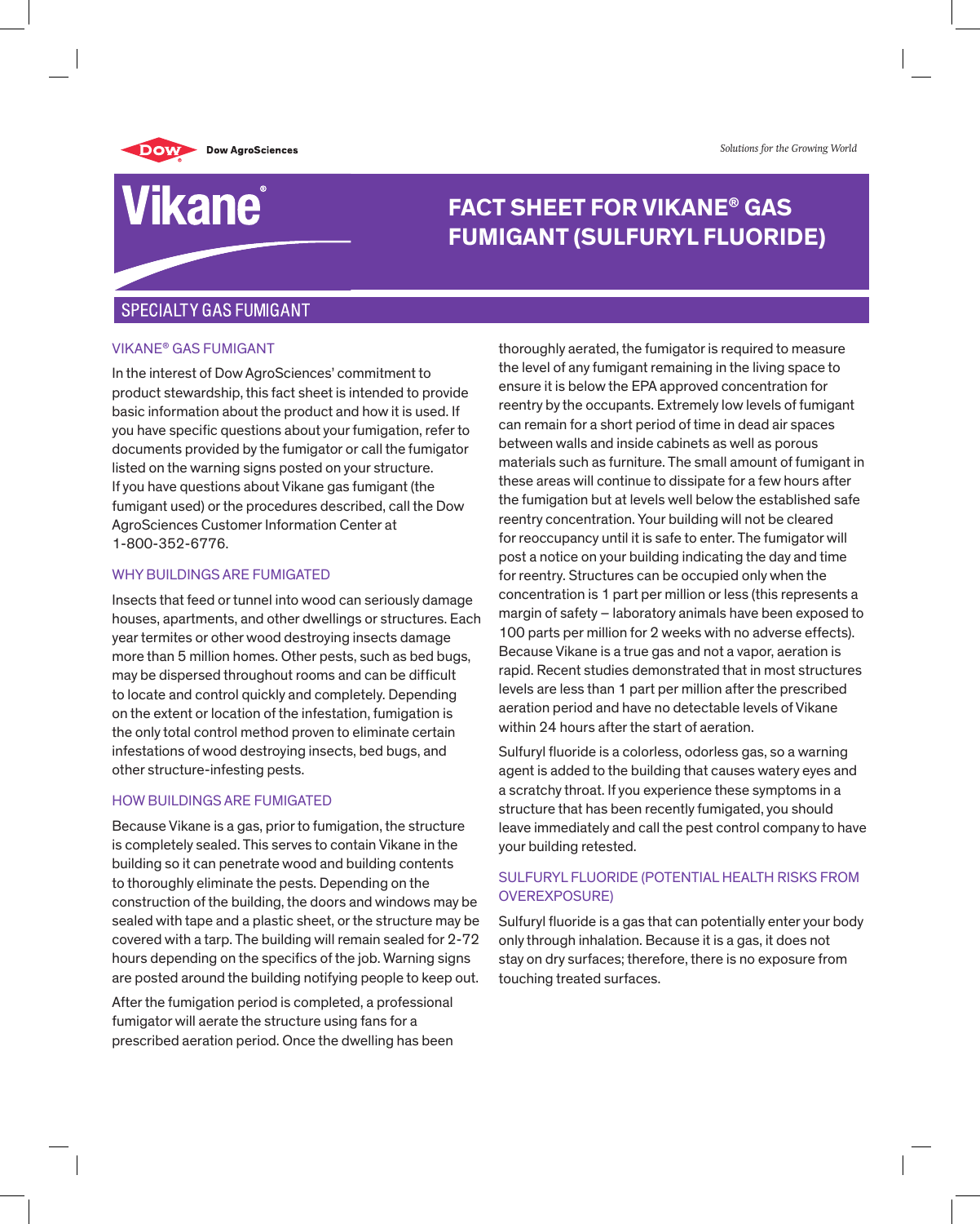Dow AgroSciences

*Solutions for the Growing World*

# Vikane®

# FACT SHEET FOR VIKANE® GAS FUMIGANT (SULFURYL FLUORIDE)

## SPECIALTY GAS FUMIGANT

### VIKANE® GAS FUMIGANT

In the interest of Dow AgroSciences' commitment to product stewardship, this fact sheet is intended to provide basic information about the product and how it is used. If you have specific questions about your fumigation, refer to documents provided by the fumigator or call the fumigator listed on the warning signs posted on your structure. If you have questions about Vikane gas fumigant (the fumigant used) or the procedures described, call the Dow AgroSciences Customer Information Center at 1-800-352-6776.

### WHY BUILDINGS ARE FUMIGATED

Insects that feed or tunnel into wood can seriously damage houses, apartments, and other dwellings or structures. Each year termites or other wood destroying insects damage more than 5 million homes. Other pests, such as bed bugs, may be dispersed throughout rooms and can be difficult to locate and control quickly and completely. Depending on the extent or location of the infestation, fumigation is the only total control method proven to eliminate certain infestations of wood destroying insects, bed bugs, and other structure-infesting pests.

### HOW BUILDINGS ARE FUMIGATED

Because Vikane is a gas, prior to fumigation, the structure is completely sealed. This serves to contain Vikane in the building so it can penetrate wood and building contents to thoroughly eliminate the pests. Depending on the construction of the building, the doors and windows may be sealed with tape and a plastic sheet, or the structure may be covered with a tarp. The building will remain sealed for 2-72 hours depending on the specifics of the job. Warning signs are posted around the building notifying people to keep out.

After the fumigation period is completed, a professional fumigator will aerate the structure using fans for a prescribed aeration period. Once the dwelling has been thoroughly aerated, the fumigator is required to measure the level of any fumigant remaining in the living space to ensure it is below the EPA approved concentration for reentry by the occupants. Extremely low levels of fumigant can remain for a short period of time in dead air spaces between walls and inside cabinets as well as porous materials such as furniture. The small amount of fumigant in these areas will continue to dissipate for a few hours after the fumigation but at levels well below the established safe reentry concentration. Your building will not be cleared for reoccupancy until it is safe to enter. The fumigator will post a notice on your building indicating the day and time for reentry. Structures can be occupied only when the concentration is 1 part per million or less (this represents a margin of safety – laboratory animals have been exposed to 100 parts per million for 2 weeks with no adverse effects). Because Vikane is a true gas and not a vapor, aeration is rapid. Recent studies demonstrated that in most structures levels are less than 1 part per million after the prescribed aeration period and have no detectable levels of Vikane within 24 hours after the start of aeration.

Sulfuryl fluoride is a colorless, odorless gas, so a warning agent is added to the building that causes watery eyes and a scratchy throat. If you experience these symptoms in a structure that has been recently fumigated, you should leave immediately and call the pest control company to have your building retested.

### SULFURYL FLUORIDE (POTENTIAL HEALTH RISKS FROM OVEREXPOSURE)

Sulfuryl fluoride is a gas that can potentially enter your body only through inhalation. Because it is a gas, it does not stay on dry surfaces; therefore, there is no exposure from touching treated surfaces.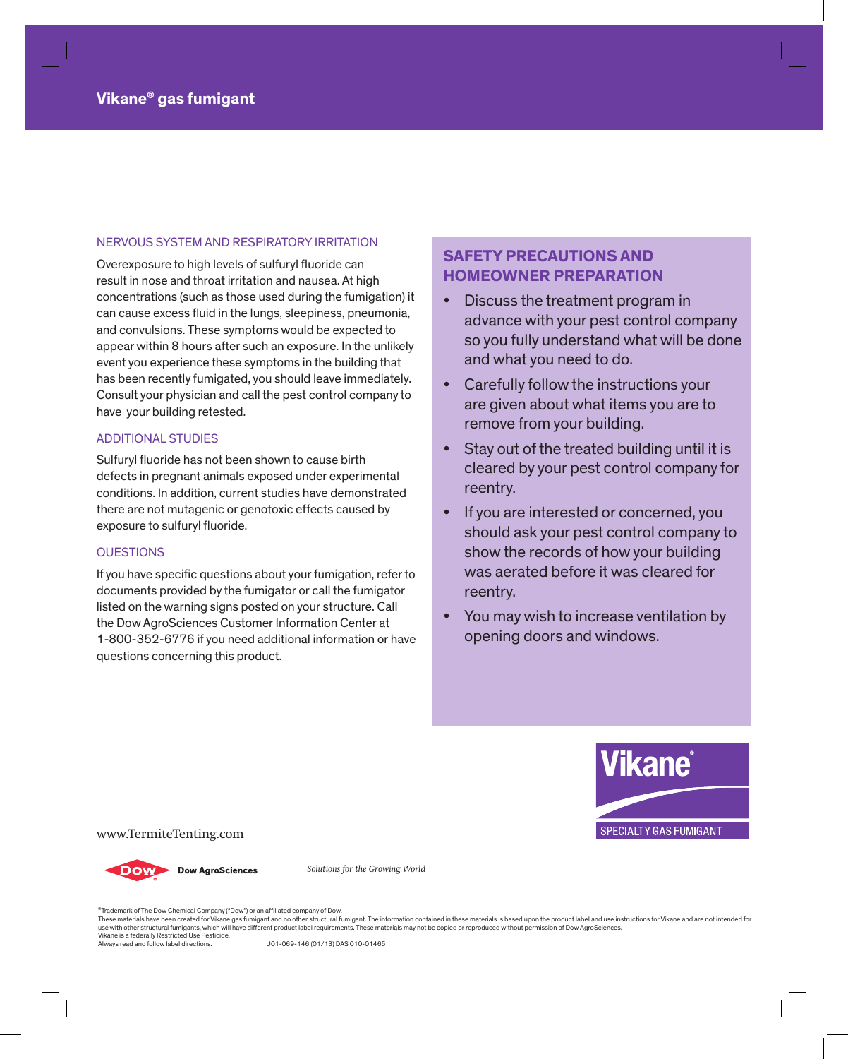## NERVOUS SYSTEM AND RESPIRATORY IRRITATION

Overexposure to high levels of sulfuryl fluoride can result in nose and throat irritation and nausea. At high concentrations (such as those used during the fumigation) it can cause excess fluid in the lungs, sleepiness, pneumonia, and convulsions. These symptoms would be expected to appear within 8 hours after such an exposure. In the unlikely event you experience these symptoms in the building that has been recently fumigated, you should leave immediately. Consult your physician and call the pest control company to have your building retested.

## ADDITIONAL STUDIES

Sulfuryl fluoride has not been shown to cause birth defects in pregnant animals exposed under experimental conditions. In addition, current studies have demonstrated there are not mutagenic or genotoxic effects caused by exposure to sulfuryl fluoride.

## QUESTIONS

If you have specific questions about your fumigation, refer to documents provided by the fumigator or call the fumigator listed on the warning signs posted on your structure. Call the Dow AgroSciences Customer Information Center at 1-800-352-6776 if you need additional information or have questions concerning this product.

## SAFETY PRECAUTIONS AND HOMEOWNER PREPARATION

- Discuss the treatment program in advance with your pest control company so you fully understand what will be done and what you need to do.
- Carefully follow the instructions your are given about what items you are to remove from your building.
- Stay out of the treated building until it is cleared by your pest control company for reentry.
- If you are interested or concerned, you should ask your pest control company to show the records of how your building was aerated before it was cleared for reentry.
- You may wish to increase ventilation by opening doors and windows.

Vikane®

SPECIALTY GAS FUMIGANT

www.TermiteTenting.com

Dow AgroSciences

*Solutions for the Growing World*

®Trademark of The Dow Chemical Company ("Dow") or an affiliated company of Dow.
These materials have been created for Vikane gas fumigant and no other structural fumigant. The information contained in these materials is based upon the product label and use instructions for Vikane and are not intended for use with other structural fumigants, which will have different product label requirements. These materials may not be copied or reproduced without permission of Dow AgroSciences.
Vikane is a federally Restricted Use Pesticide.
Always read and follow label directions. U01-069-146 (01/13) DAS 010-01465